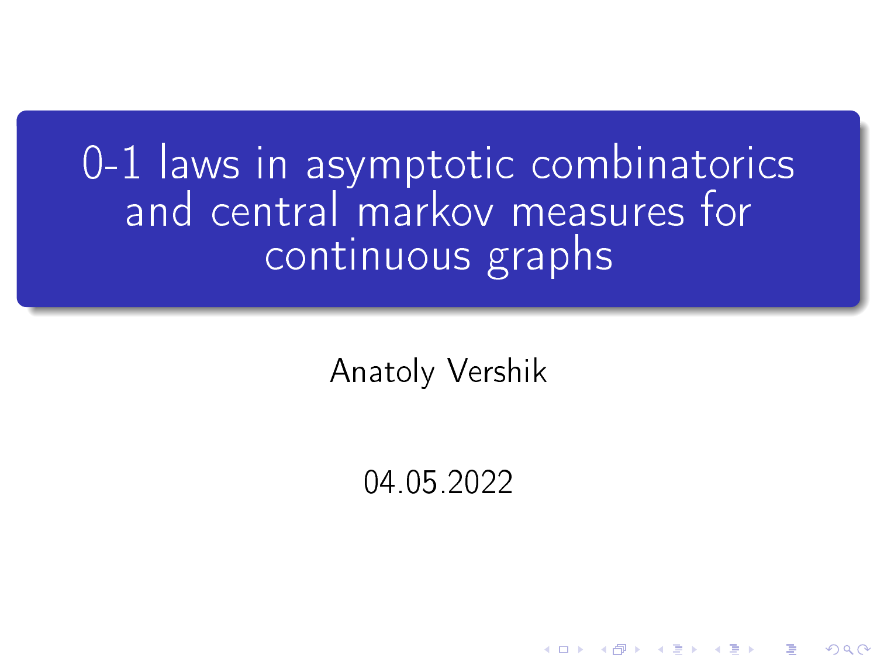# 0-1 laws in asymptotic combinatorics and central markov measures for continuous graphs

Anatoly Vershik

04.05.2022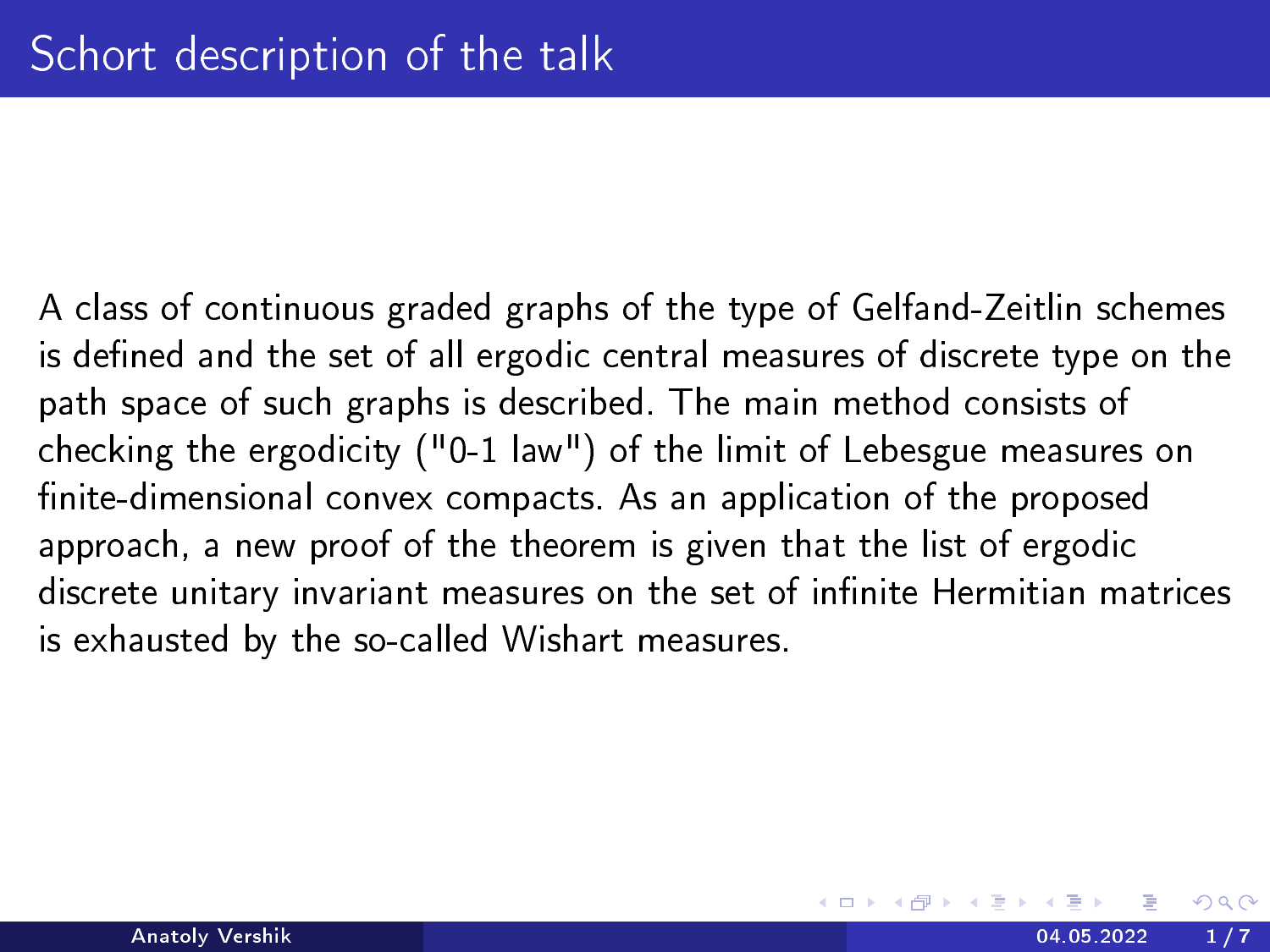# Schort description of the talk

A class of continuous graded graphs of the type of Gelfand-Zeitlin schemes is defined and the set of all ergodic central measures of discrete type on the path space of such graphs is described. The main method consists of checking the ergodicity ("0-1 law") of the limit of Lebesgue measures on finite-dimensional convex compacts. As an application of the proposed approach, a new proof of the theorem is given that the list of ergodic discrete unitary invariant measures on the set of infinite Hermitian matrices is exhausted by the so-called Wishart measures.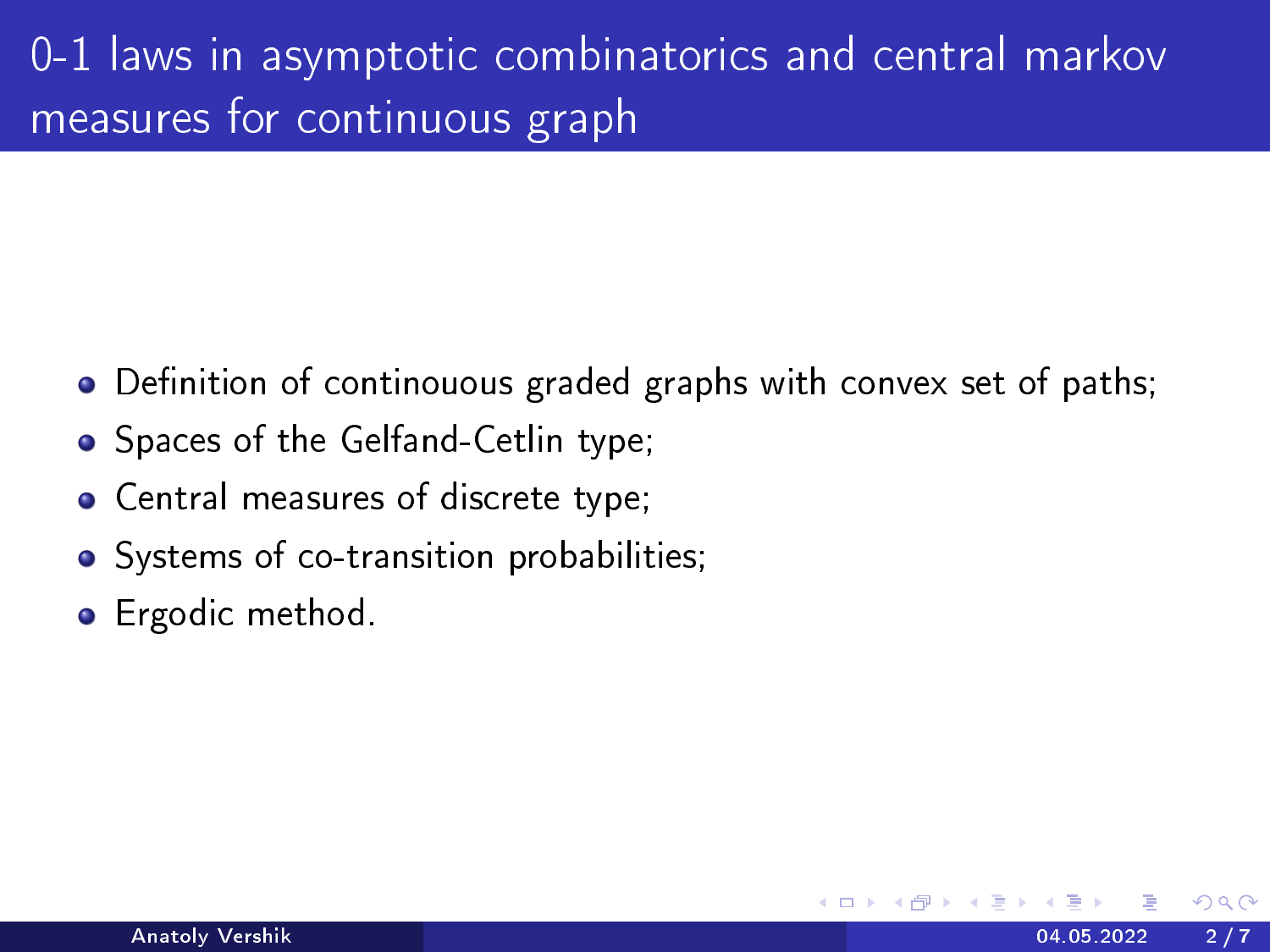# 0-1 laws in asymptotic combinatorics and central markov measures for continuous graph

- Definition of continouous graded graphs with convex set of paths;
- Spaces of the Gelfand-Cetlin type;
- Central measures of discrete type;
- Systems of co-transition probabilities;
- Ergodic method.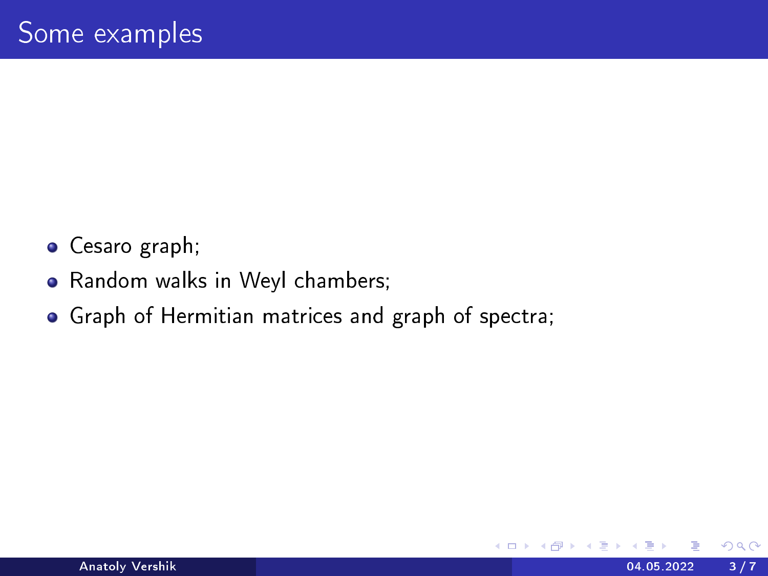# Some examples

- Cesaro graph;
- Random walks in Weyl chambers;
- Graph of Hermitian matrices and graph of spectra;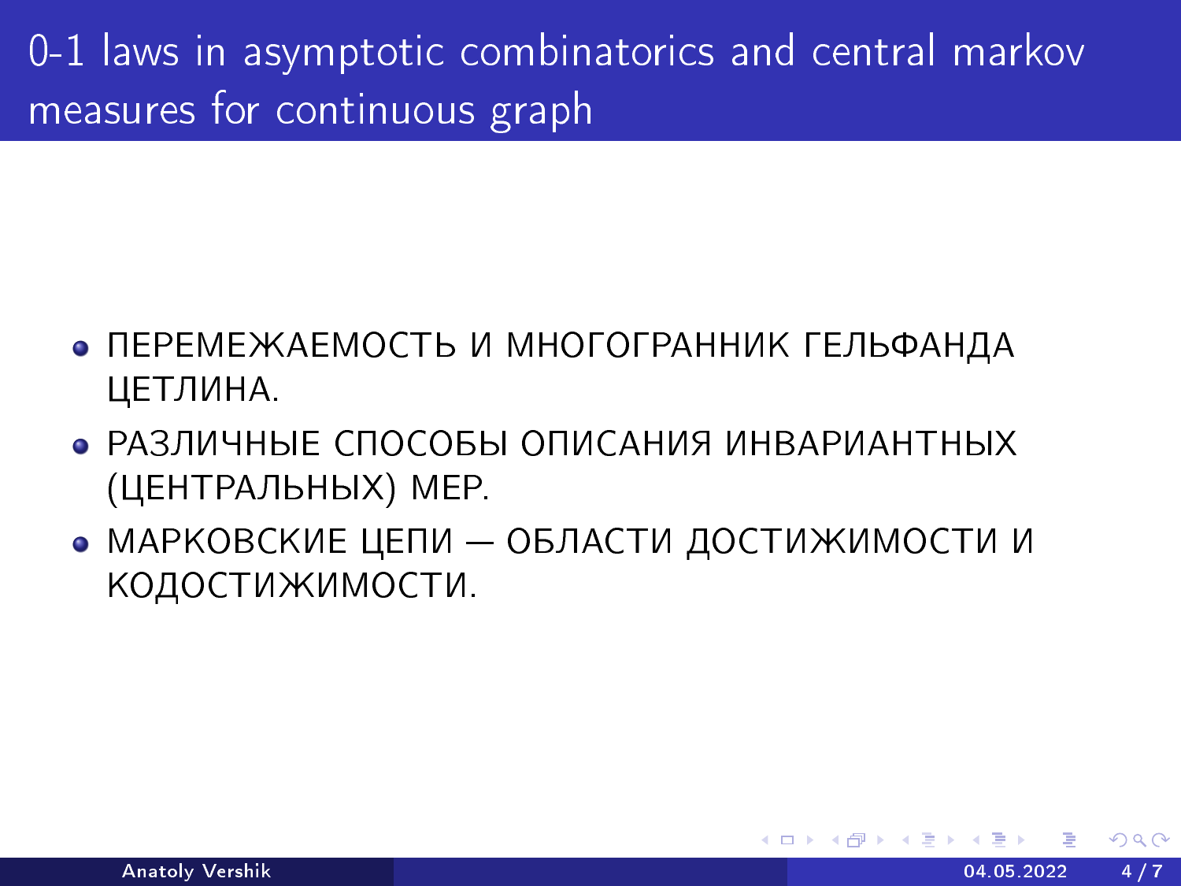# 0-1 laws in asymptotic combinatorics and central markov measures for continuous graph

- ПЕРЕМЕЖАЕМОСТЬ И МНОГОГРАННИК ГЕЛЬФАНДА ЦЕТЛИНА.
- РАЗЛИЧНЫЕ СПОСОБЫ ОПИСАНИЯ ИНВАРИАНТНЫХ (ЦЕНТРАЛЬНЫХ) МЕР.
- МАРКОВСКИЕ ЦЕПИ — ОБЛАСТИ ДОСТИЖИМОСТИ И КОДОСТИЖИМОСТИ.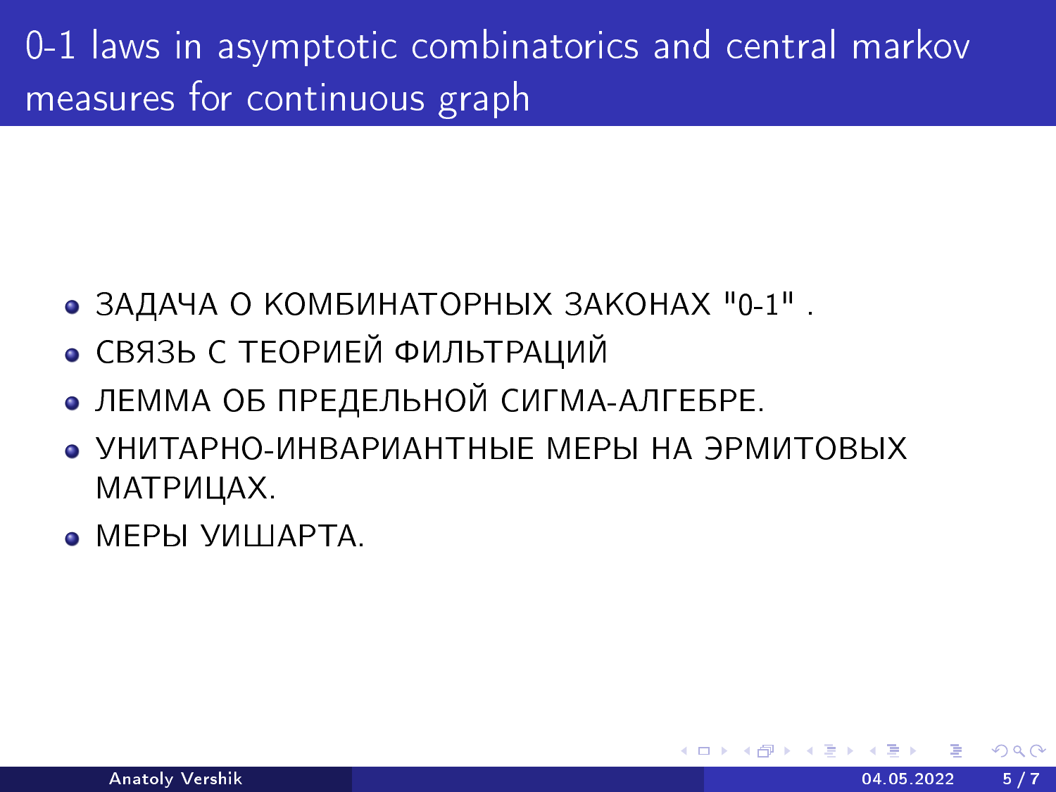# 0-1 laws in asymptotic combinatorics and central markov measures for continuous graph

- ЗАДАЧА О КОМБИНАТОРНЫХ ЗАКОНАХ "0-1" .
- СВЯЗЬ С ТЕОРИЕЙ ФИЛЬТРАЦИЙ
- ЛЕММА ОБ ПРЕДЕЛЬНОЙ СИГМА-АЛГЕБРЕ.
- УНИТАРНО-ИНВАРИАНТНЫЕ МЕРЫ НА ЭРМИТОВЫХ МАТРИЦАХ.
- МЕРЫ УИШАРТА.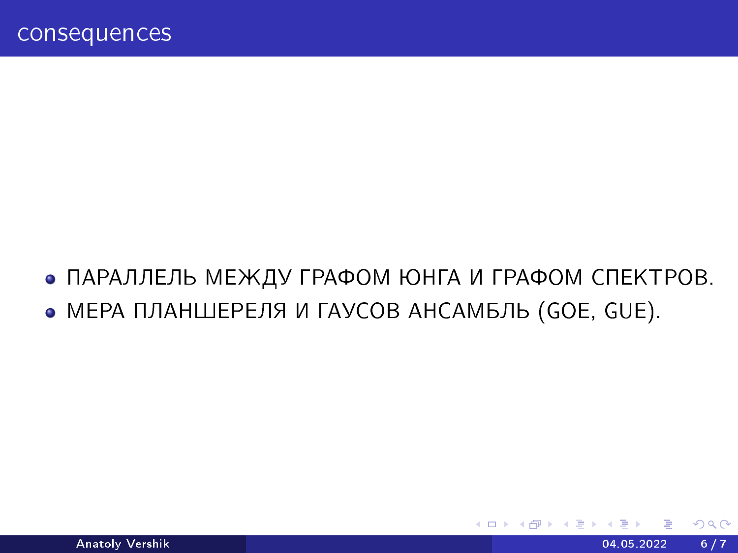## consequences

- ПАРАЛЛЕЛЬ МЕЖДУ ГРАФОМ ЮНГА И ГРАФОМ СПЕКТРОВ.
- МЕРА ПЛАНШЕРЕЛЯ И ГАУСОВ АНСАМБЛЬ (GOE, GUE).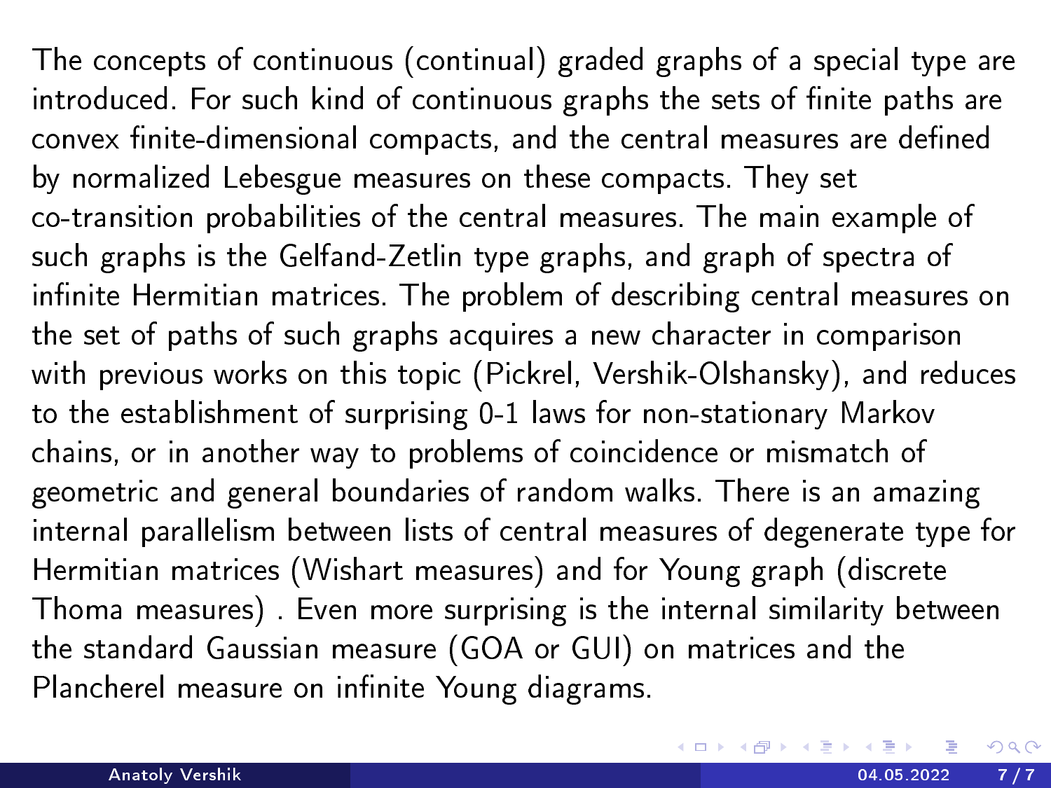The concepts of continuous (continual) graded graphs of a special type are introduced. For such kind of continuous graphs the sets of finite paths are convex finite-dimensional compacts, and the central measures are defined by normalized Lebesgue measures on these compacts. They set co-transition probabilities of the central measures. The main example of such graphs is the Gelfand-Zetlin type graphs, and graph of spectra of infinite Hermitian matrices. The problem of describing central measures on the set of paths of such graphs acquires a new character in comparison with previous works on this topic (Pickrel, Vershik-Olshansky), and reduces to the establishment of surprising 0-1 laws for non-stationary Markov chains, or in another way to problems of coincidence or mismatch of geometric and general boundaries of random walks. There is an amazing internal parallelism between lists of central measures of degenerate type for Hermitian matrices (Wishart measures) and for Young graph (discrete Thoma measures) . Even more surprising is the internal similarity between the standard Gaussian measure (GOA or GUI) on matrices and the Plancherel measure on infinite Young diagrams.